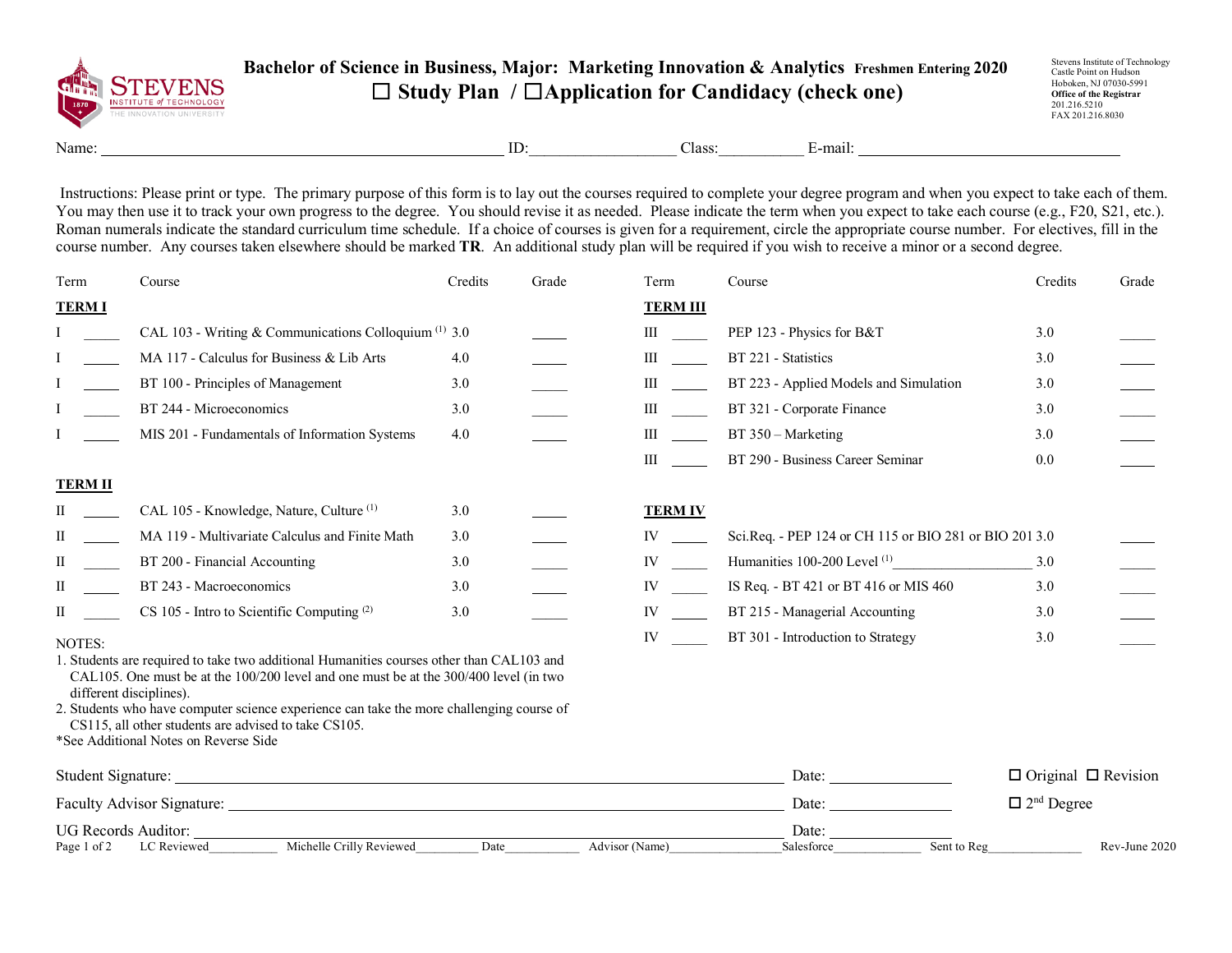# Bachelor of Science in Business, Major: Marketing Innovation & Analytics Freshmen Entering 2020

## ☐ Study Plan / ☐Application for Candidacy (check one)

Stevens Institute of Technology
Castle Point on Hudson
Hoboken, NJ 07030-5991
**Office of the Registrar**
201.216.5210
FAX 201.216.8030

Name: ______________________ ID:__________________ Class:__________ E-mail: ______________________

Instructions: Please print or type. The primary purpose of this form is to lay out the courses required to complete your degree program and when you expect to take each of them. You may then use it to track your own progress to the degree. You should revise it as needed. Please indicate the term when you expect to take each course (e.g., F20, S21, etc.). Roman numerals indicate the standard curriculum time schedule. If a choice of courses is given for a requirement, circle the appropriate course number. For electives, fill in the course number. Any courses taken elsewhere should be marked **TR**. An additional study plan will be required if you wish to receive a minor or a second degree.

| Term | | Course | Credits | Grade |
|---|---|---|---|---|
| **TERM I** | | | | |
| I | _____ | CAL 103 - Writing & Communications Colloquium [1] | 3.0 | _____ |
| I | _____ | MA 117 - Calculus for Business & Lib Arts | 4.0 | _____ |
| I | _____ | BT 100 - Principles of Management | 3.0 | _____ |
| I | _____ | BT 244 - Microeconomics | 3.0 | _____ |
| I | _____ | MIS 201 - Fundamentals of Information Systems | 4.0 | _____ |
| **TERM II** | | | | |
| II | _____ | CAL 105 - Knowledge, Nature, Culture [1] | 3.0 | _____ |
| II | _____ | MA 119 - Multivariate Calculus and Finite Math | 3.0 | _____ |
| II | _____ | BT 200 - Financial Accounting | 3.0 | _____ |
| II | _____ | BT 243 - Macroeconomics | 3.0 | _____ |
| II | _____ | CS 105 - Intro to Scientific Computing [2] | 3.0 | _____ |
| **TERM III** | | | | |
| III | _____ | PEP 123 - Physics for B&T | 3.0 | _____ |
| III | _____ | BT 221 - Statistics | 3.0 | _____ |
| III | _____ | BT 223 - Applied Models and Simulation | 3.0 | _____ |
| III | _____ | BT 321 - Corporate Finance | 3.0 | _____ |
| III | _____ | BT 350 – Marketing | 3.0 | _____ |
| III | _____ | BT 290 - Business Career Seminar | 0.0 | _____ |
| **TERM IV** | | | | |
| IV | _____ | Sci.Req. - PEP 124 or CH 115 or BIO 281 or BIO 201 | 3.0 | _____ |
| IV | _____ | Humanities 100-200 Level [1] ___________________ | 3.0 | _____ |
| IV | _____ | IS Req. - BT 421 or BT 416 or MIS 460 | 3.0 | _____ |
| IV | _____ | BT 215 - Managerial Accounting | 3.0 | _____ |
| IV | _____ | BT 301 - Introduction to Strategy | 3.0 | _____ |

NOTES:

1. Students are required to take two additional Humanities courses other than CAL103 and CAL105. One must be at the 100/200 level and one must be at the 300/400 level (in two different disciplines).
2. Students who have computer science experience can take the more challenging course of CS115, all other students are advised to take CS105.

*See Additional Notes on Reverse Side

Student Signature: ______________________ Date: ____________ ☐ Original ☐ Revision

Faculty Advisor Signature: ______________________ Date: ____________ ☐ 2nd Degree

UG Records Auditor: ______________________ Date: ____________

LC Reviewed__________ Michelle Crilly Reviewed_________ Date___________ Advisor (Name)________________ Salesforce_____________ Sent to Reg______________ Rev-June 2020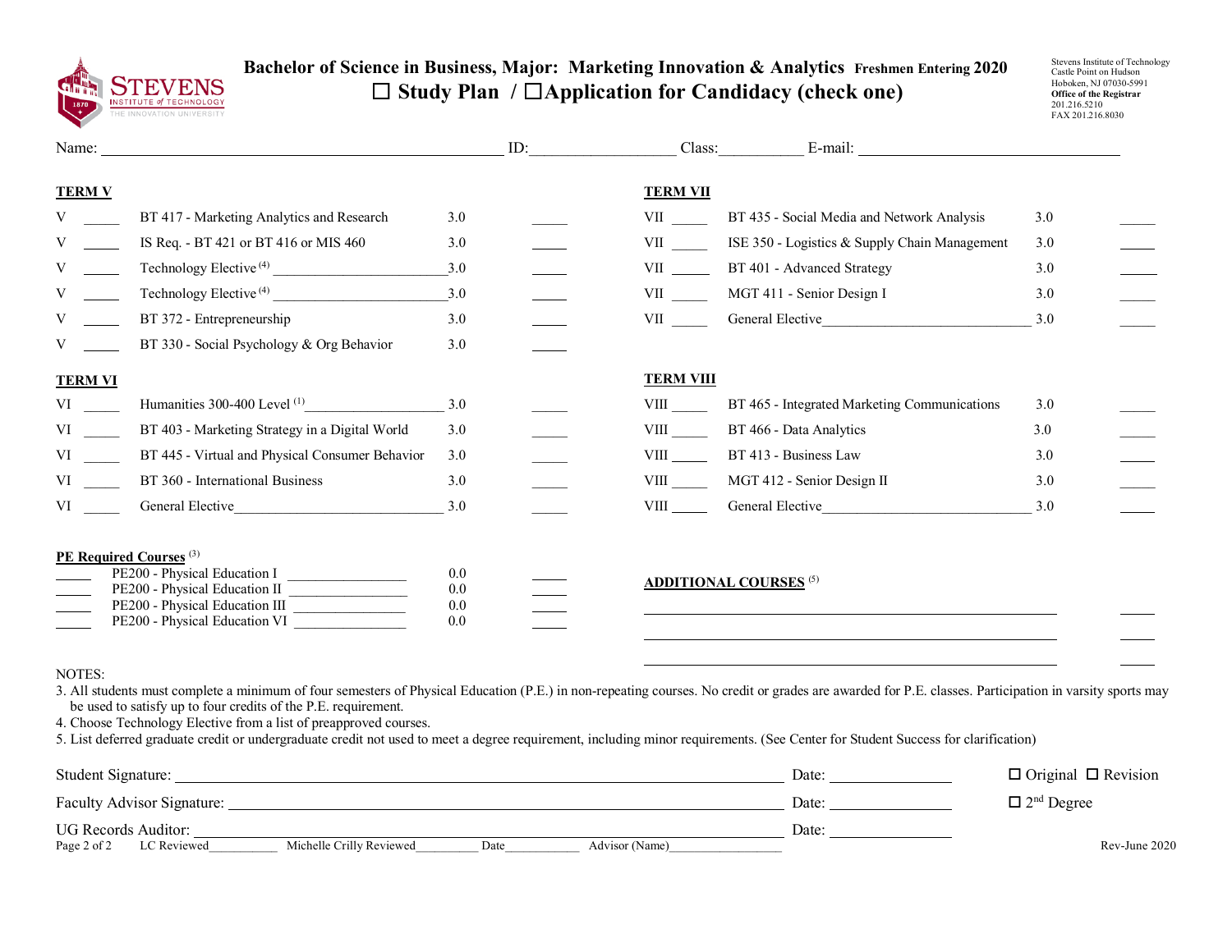# Bachelor of Science in Business, Major: Marketing Innovation & Analytics Freshmen Entering 2020

## ☐ Study Plan / ☐Application for Candidacy (check one)

Stevens Institute of Technology
Castle Point on Hudson
Hoboken, NJ 07030-5991
**Office of the Registrar**
201.216.5210
FAX 201.216.8030

Name: ______________________ ID:__________ Class:__________ E-mail: ______________________

### TERM V

| | | | | |
|---|---|---|---|---|
| V | _____ | BT 417 - Marketing Analytics and Research | 3.0 | _____ |
| V | _____ | IS Req. - BT 421 or BT 416 or MIS 460 | 3.0 | _____ |
| V | _____ | Technology Elective [4] ______________ | 3.0 | _____ |
| V | _____ | Technology Elective [4] ______________ | 3.0 | _____ |
| V | _____ | BT 372 - Entrepreneurship | 3.0 | _____ |
| V | _____ | BT 330 - Social Psychology & Org Behavior | 3.0 | _____ |

### TERM VI

| | | | | |
|---|---|---|---|---|
| VI | _____ | Humanities 300-400 Level [1] ______________ | 3.0 | _____ |
| VI | _____ | BT 403 - Marketing Strategy in a Digital World | 3.0 | _____ |
| VI | _____ | BT 445 - Virtual and Physical Consumer Behavior | 3.0 | _____ |
| VI | _____ | BT 360 - International Business | 3.0 | _____ |
| VI | _____ | General Elective______________ | 3.0 | _____ |

### TERM VII

| | | | | |
|---|---|---|---|---|
| VII | _____ | BT 435 - Social Media and Network Analysis | 3.0 | _____ |
| VII | _____ | ISE 350 - Logistics & Supply Chain Management | 3.0 | _____ |
| VII | _____ | BT 401 - Advanced Strategy | 3.0 | _____ |
| VII | _____ | MGT 411 - Senior Design I | 3.0 | _____ |
| VII | _____ | General Elective______________ | 3.0 | _____ |

### TERM VIII

| | | | | |
|---|---|---|---|---|
| VIII | _____ | BT 465 - Integrated Marketing Communications | 3.0 | _____ |
| VIII | _____ | BT 466 - Data Analytics | 3.0 | _____ |
| VIII | _____ | BT 413 - Business Law | 3.0 | _____ |
| VIII | _____ | MGT 412 - Senior Design II | 3.0 | _____ |
| VIII | _____ | General Elective______________ | 3.0 | _____ |

### PE Required Courses [3]

| | | | |
|---|---|---|---|
| _____ | PE200 - Physical Education I ____________ | 0.0 | _____ |
| _____ | PE200 - Physical Education II ____________ | 0.0 | _____ |
| _____ | PE200 - Physical Education III ____________ | 0.0 | _____ |
| _____ | PE200 - Physical Education VI ____________ | 0.0 | _____ |

### ADDITIONAL COURSES [5]

______________________________ _____

______________________________ _____

______________________________ _____

NOTES:

3. All students must complete a minimum of four semesters of Physical Education (P.E.) in non-repeating courses. No credit or grades are awarded for P.E. classes. Participation in varsity sports may be used to satisfy up to four credits of the P.E. requirement.
4. Choose Technology Elective from a list of preapproved courses.
5. List deferred graduate credit or undergraduate credit not used to meet a degree requirement, including minor requirements. (See Center for Student Success for clarification)

Student Signature: ______________________ Date: __________ ☐ Original ☐ Revision

Faculty Advisor Signature: ______________________ Date: __________ ☐ 2nd Degree

UG Records Auditor: ______________________ Date: __________

LC Reviewed__________ Michelle Crilly Reviewed__________ Date__________ Advisor (Name)__________

Rev-June 2020